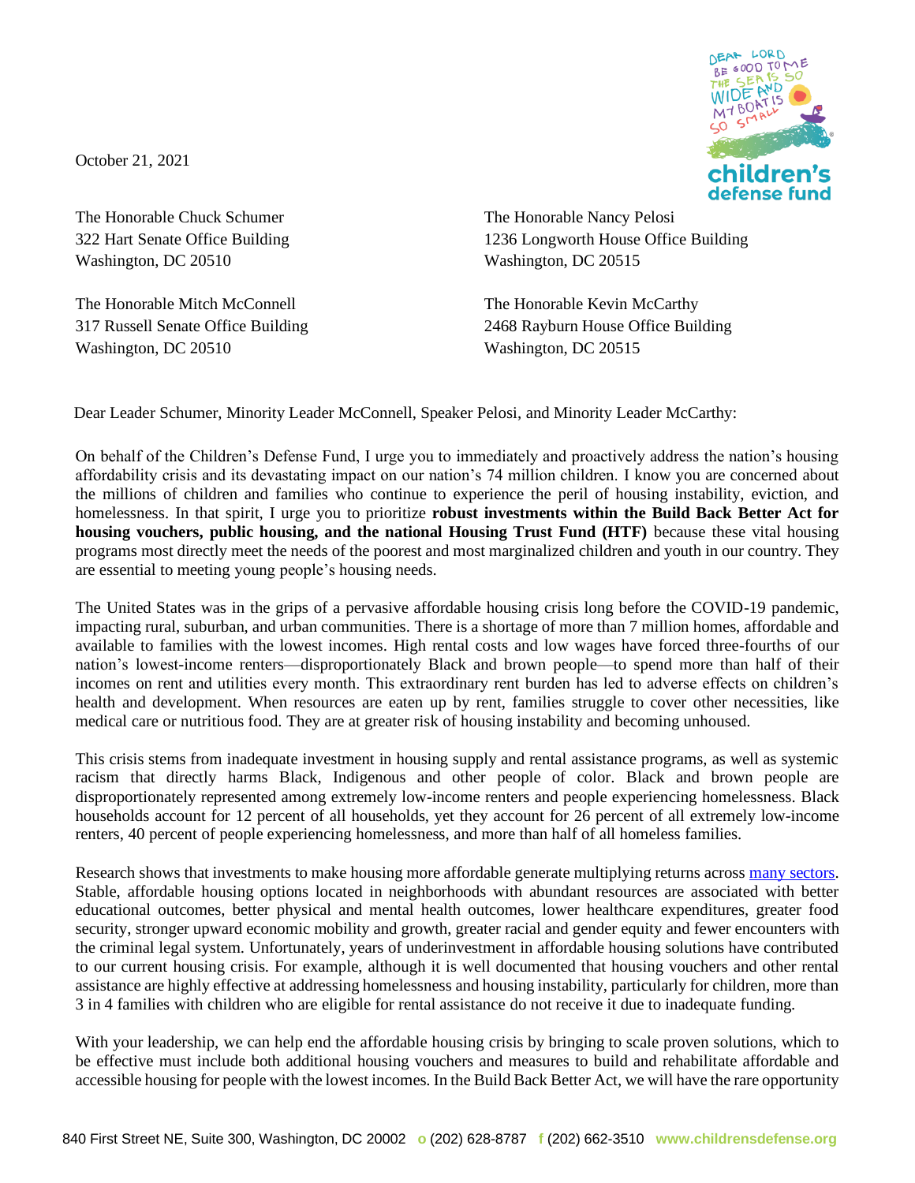October 21, 2021

The Honorable Chuck Schumer
322 Hart Senate Office Building
Washington, DC 20510

The Honorable Nancy Pelosi
1236 Longworth House Office Building
Washington, DC 20515

The Honorable Mitch McConnell
317 Russell Senate Office Building
Washington, DC 20510

The Honorable Kevin McCarthy
2468 Rayburn House Office Building
Washington, DC 20515

Dear Leader Schumer, Minority Leader McConnell, Speaker Pelosi, and Minority Leader McCarthy:

On behalf of the Children's Defense Fund, I urge you to immediately and proactively address the nation's housing affordability crisis and its devastating impact on our nation's 74 million children. I know you are concerned about the millions of children and families who continue to experience the peril of housing instability, eviction, and homelessness. In that spirit, I urge you to prioritize **robust investments within the Build Back Better Act for housing vouchers, public housing, and the national Housing Trust Fund (HTF)** because these vital housing programs most directly meet the needs of the poorest and most marginalized children and youth in our country. They are essential to meeting young people's housing needs.

The United States was in the grips of a pervasive affordable housing crisis long before the COVID-19 pandemic, impacting rural, suburban, and urban communities. There is a shortage of more than 7 million homes, affordable and available to families with the lowest incomes. High rental costs and low wages have forced three-fourths of our nation's lowest-income renters—disproportionately Black and brown people—to spend more than half of their incomes on rent and utilities every month. This extraordinary rent burden has led to adverse effects on children's health and development. When resources are eaten up by rent, families struggle to cover other necessities, like medical care or nutritious food. They are at greater risk of housing instability and becoming unhoused.

This crisis stems from inadequate investment in housing supply and rental assistance programs, as well as systemic racism that directly harms Black, Indigenous and other people of color. Black and brown people are disproportionately represented among extremely low-income renters and people experiencing homelessness. Black households account for 12 percent of all households, yet they account for 26 percent of all extremely low-income renters, 40 percent of people experiencing homelessness, and more than half of all homeless families.

Research shows that investments to make housing more affordable generate multiplying returns across many sectors. Stable, affordable housing options located in neighborhoods with abundant resources are associated with better educational outcomes, better physical and mental health outcomes, lower healthcare expenditures, greater food security, stronger upward economic mobility and growth, greater racial and gender equity and fewer encounters with the criminal legal system. Unfortunately, years of underinvestment in affordable housing solutions have contributed to our current housing crisis. For example, although it is well documented that housing vouchers and other rental assistance are highly effective at addressing homelessness and housing instability, particularly for children, more than 3 in 4 families with children who are eligible for rental assistance do not receive it due to inadequate funding.

With your leadership, we can help end the affordable housing crisis by bringing to scale proven solutions, which to be effective must include both additional housing vouchers and measures to build and rehabilitate affordable and accessible housing for people with the lowest incomes. In the Build Back Better Act, we will have the rare opportunity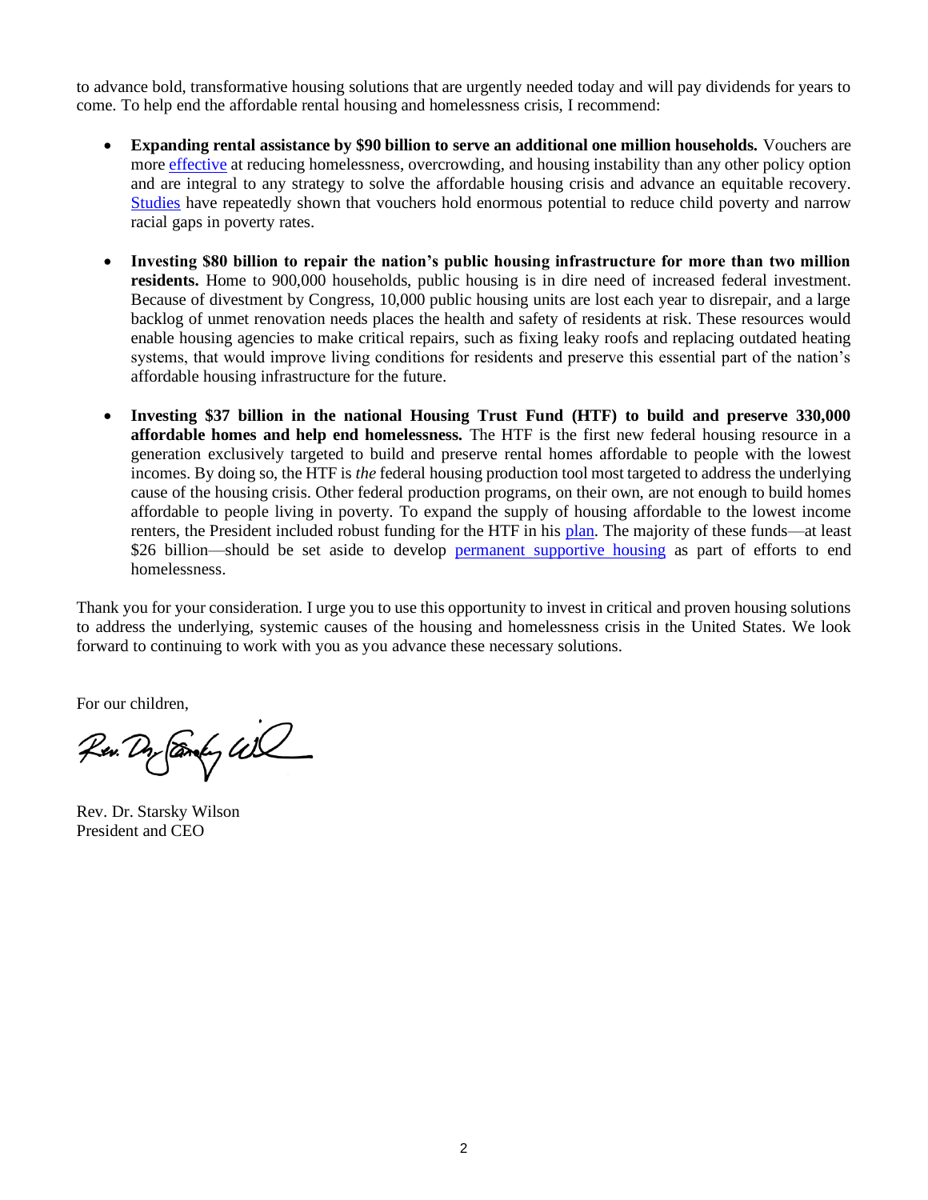to advance bold, transformative housing solutions that are urgently needed today and will pay dividends for years to come. To help end the affordable rental housing and homelessness crisis, I recommend:

- **Expanding rental assistance by $90 billion to serve an additional one million households.** Vouchers are more effective at reducing homelessness, overcrowding, and housing instability than any other policy option and are integral to any strategy to solve the affordable housing crisis and advance an equitable recovery. Studies have repeatedly shown that vouchers hold enormous potential to reduce child poverty and narrow racial gaps in poverty rates.

- **Investing $80 billion to repair the nation's public housing infrastructure for more than two million residents.** Home to 900,000 households, public housing is in dire need of increased federal investment. Because of divestment by Congress, 10,000 public housing units are lost each year to disrepair, and a large backlog of unmet renovation needs places the health and safety of residents at risk. These resources would enable housing agencies to make critical repairs, such as fixing leaky roofs and replacing outdated heating systems, that would improve living conditions for residents and preserve this essential part of the nation's affordable housing infrastructure for the future.

- **Investing $37 billion in the national Housing Trust Fund (HTF) to build and preserve 330,000 affordable homes and help end homelessness.** The HTF is the first new federal housing resource in a generation exclusively targeted to build and preserve rental homes affordable to people with the lowest incomes. By doing so, the HTF is *the* federal housing production tool most targeted to address the underlying cause of the housing crisis. Other federal production programs, on their own, are not enough to build homes affordable to people living in poverty. To expand the supply of housing affordable to the lowest income renters, the President included robust funding for the HTF in his plan. The majority of these funds—at least $26 billion—should be set aside to develop permanent supportive housing as part of efforts to end homelessness.

Thank you for your consideration. I urge you to use this opportunity to invest in critical and proven housing solutions to address the underlying, systemic causes of the housing and homelessness crisis in the United States. We look forward to continuing to work with you as you advance these necessary solutions.

For our children,

Rev. Dr. Starsky Wilson
President and CEO